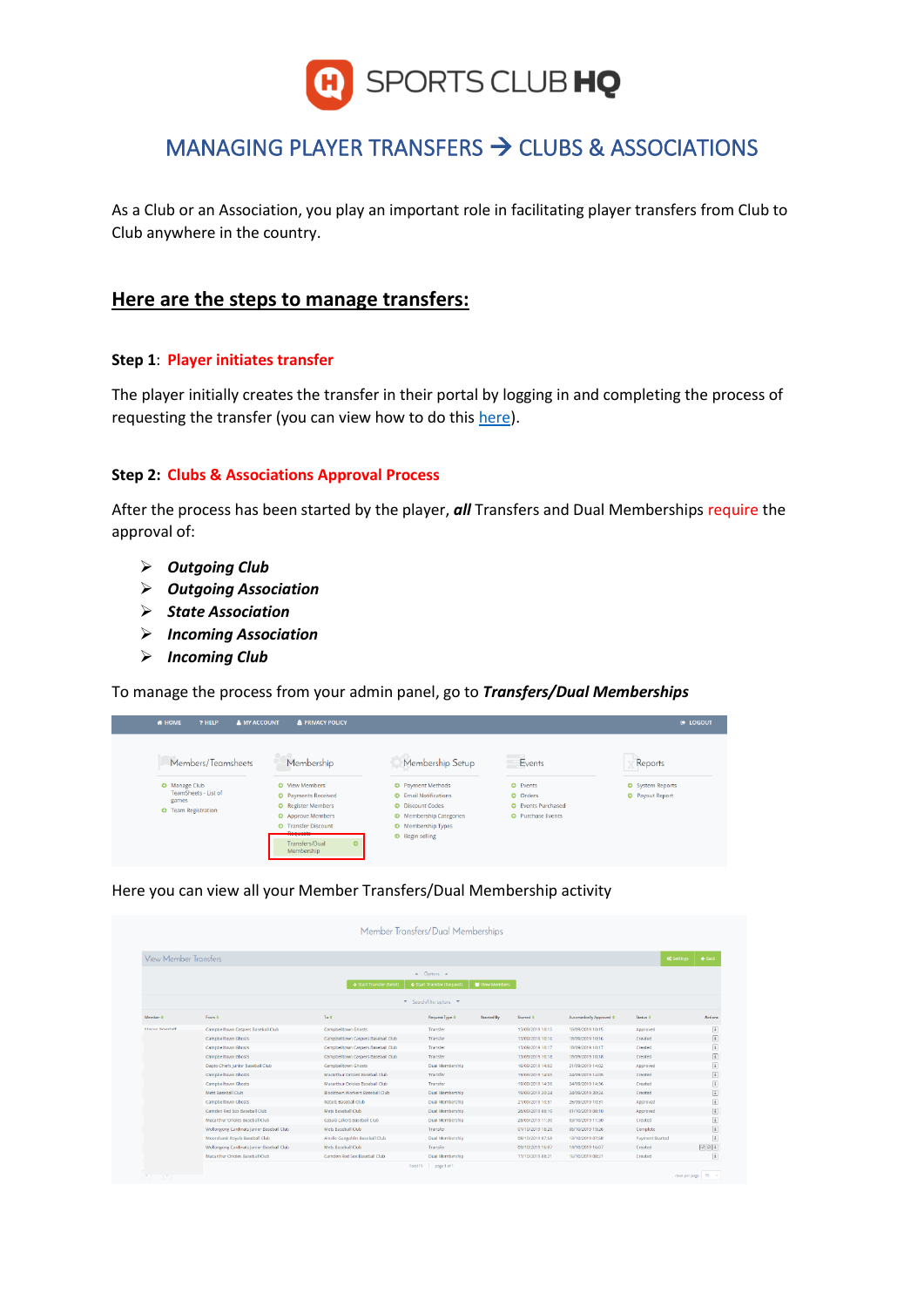# SPORTS CLUB HQ

## MANAGING PLAYER TRANSFERS → CLUBS & ASSOCIATIONS

As a Club or an Association, you play an important role in facilitating player transfers from Club to Club anywhere in the country.

## Here are the steps to manage transfers:

**Step 1**: **Player initiates transfer**

The player initially creates the transfer in their portal by logging in and completing the process of requesting the transfer (you can view how to do this here).

**Step 2: Clubs & Associations Approval Process**

After the process has been started by the player, ***all*** Transfers and Dual Memberships require the approval of:

- ***Outgoing Club***
- ***Outgoing Association***
- ***State Association***
- ***Incoming Association***
- ***Incoming Club***

To manage the process from your admin panel, go to ***Transfers/Dual Memberships***

Here you can view all your Member Transfers/Dual Membership activity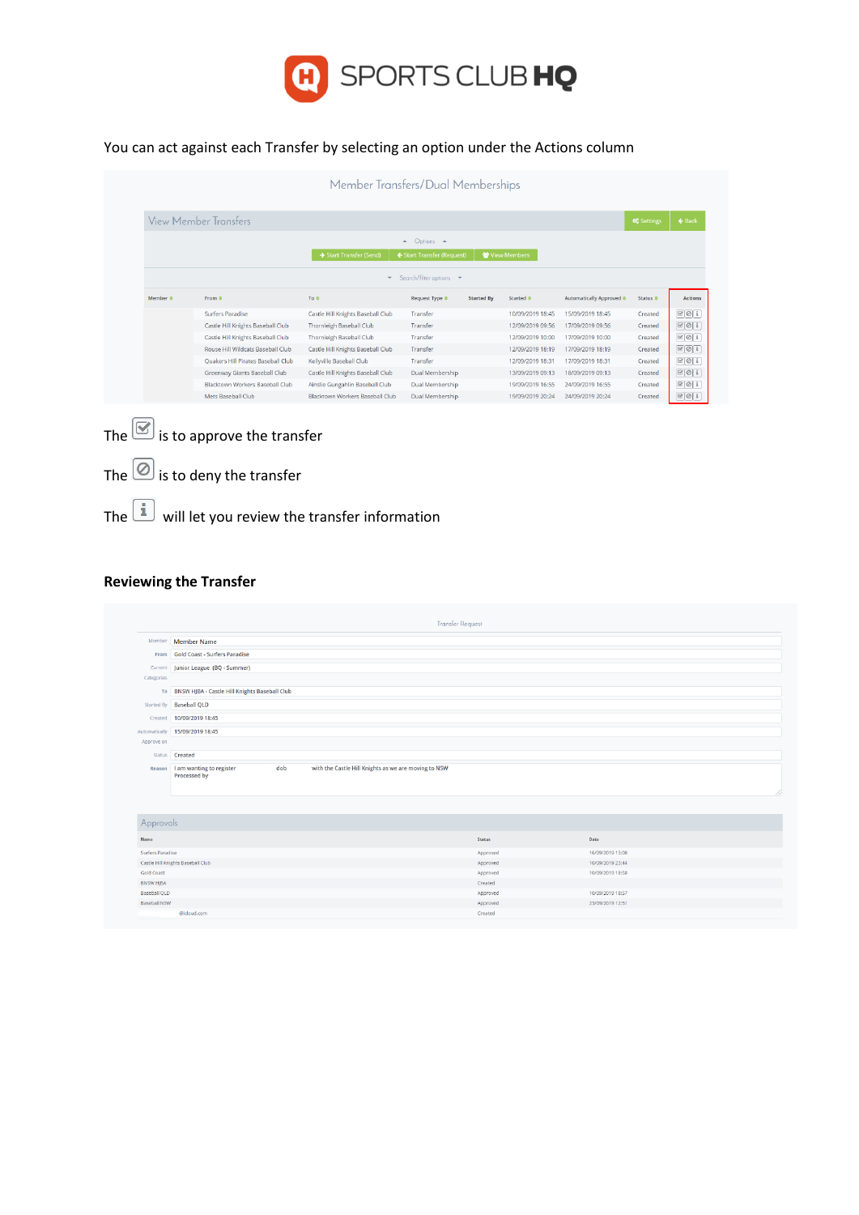You can act against each Transfer by selecting an option under the Actions column

Member Transfers/Dual Memberships

View Member Transfers

| Member | From | To | Request Type | Started By | Started | Automatically Approved | Status | Actions |
|---|---|---|---|---|---|---|---|---|
| | Surfers Paradise | Castle Hill Knights Baseball Club | Transfer | | 10/09/2019 18:45 | 15/09/2019 18:45 | Created | |
| | Castle Hill Knights Baseball Club | Thornleigh Baseball Club | Transfer | | 12/09/2019 09:56 | 17/09/2019 09:56 | Created | |
| | Castle Hill Knights Baseball Club | Thornleigh Baseball Club | Transfer | | 12/09/2019 10:00 | 17/09/2019 10:00 | Created | |
| | Rouse Hill Wildcats Baseball Club | Castle Hill Knights Baseball Club | Transfer | | 12/09/2019 18:19 | 17/09/2019 18:19 | Created | |
| | Quakers Hill Pirates Baseball Club | Kellyville Baseball Club | Transfer | | 12/09/2019 18:31 | 17/09/2019 18:31 | Created | |
| | Greenway Giants Baseball Club | Castle Hill Knights Baseball Club | Dual Membership | | 13/09/2019 09:13 | 18/09/2019 09:13 | Created | |
| | Blacktown Workers Baseball Club | Ainslie Gungahlin Baseball Club | Dual Membership | | 19/09/2019 16:55 | 24/09/2019 16:55 | Created | |
| | Mets Baseball Club | Blacktown Workers Baseball Club | Dual Membership | | 19/09/2019 20:24 | 24/09/2019 20:24 | Created | |

The ☑ is to approve the transfer

The ⊘ is to deny the transfer

The ℹ will let you review the transfer information

## Reviewing the Transfer

Transfer Request

| Field | Value |
|---|---|
| Member | Member Name |
| From | Gold Coast - Surfers Paradise |
| Current Categories | Junior League (BQ - Summer) |
| To | BNSW HJBA - Castle Hill Knights Baseball Club |
| Started By | Baseball QLD |
| Created | 10/09/2019 18:45 |
| Automatically Approve on | 15/09/2019 18:45 |
| Status | Created |
| Reason | I am wanting to register dob with the Castle Hill Knights as we are moving to NSW Processed by |

Approvals

| Name | Status | Date |
|---|---|---|
| Surfers Paradise | Approved | 16/09/2019 13:08 |
| Castle Hill Knights Baseball Club | Approved | 10/09/2019 23:44 |
| Gold Coast | Approved | 16/09/2019 13:58 |
| BNSW HJBA | Created | |
| Baseball QLD | Approved | 16/09/2019 18:57 |
| Baseball NSW | Approved | 23/09/2019 12:51 |
| @icloud.com | Created | |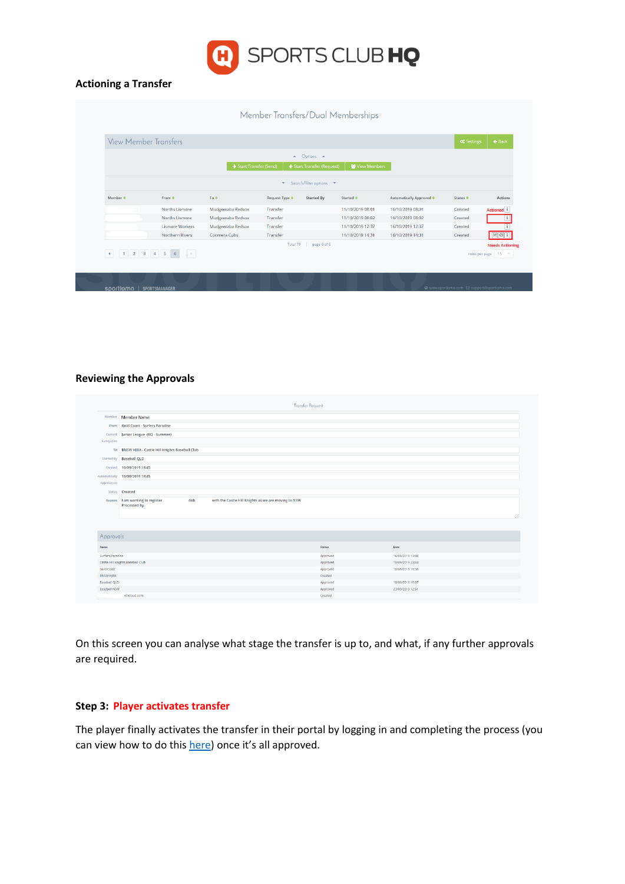## Actioning a Transfer

## Reviewing the Approvals

On this screen you can analyse what stage the transfer is up to, and what, if any further approvals are required.

**Step 3: Player activates transfer**

The player finally activates the transfer in their portal by logging in and completing the process (you can view how to do this [here](here)) once it's all approved.